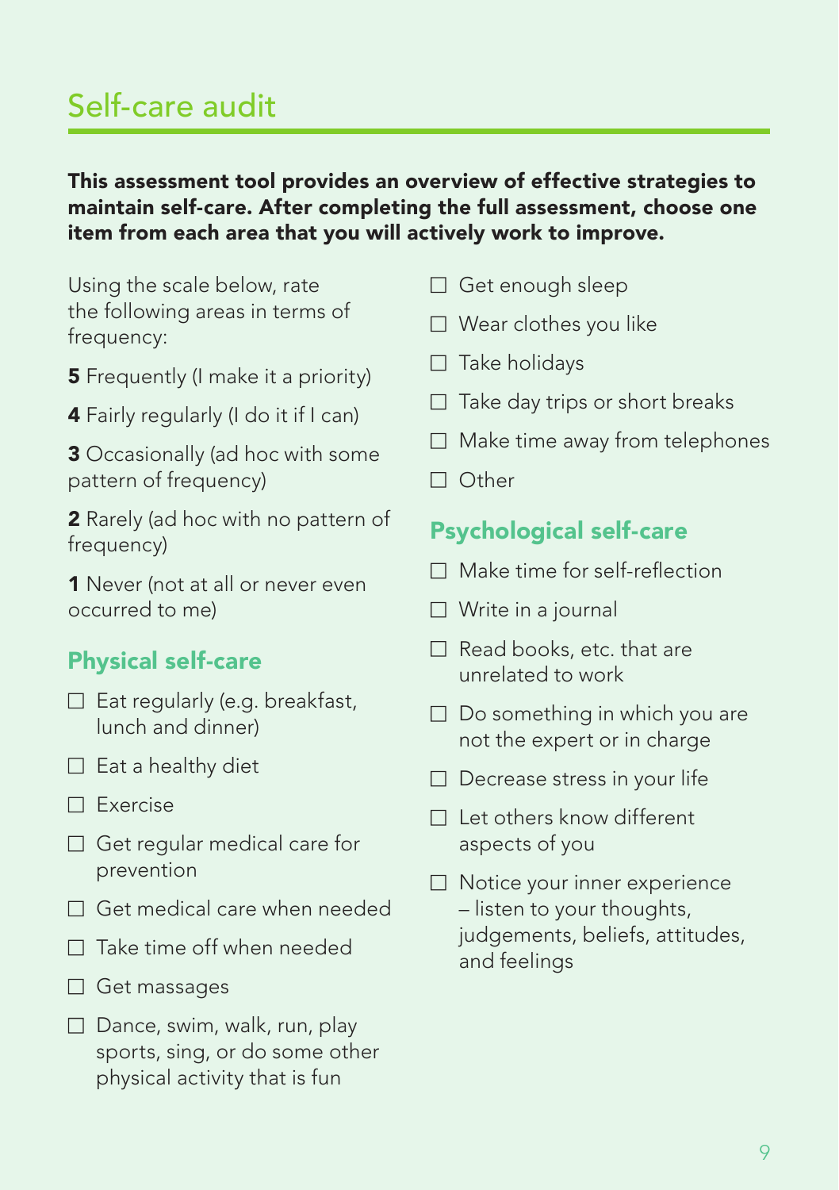# Self-care audit

**This assessment tool provides an overview of effective strategies to maintain self-care. After completing the full assessment, choose one item from each area that you will actively work to improve.**

Using the scale below, rate the following areas in terms of frequency:

**5** Frequently (I make it a priority)

**4** Fairly regularly (I do it if I can)

**3** Occasionally (ad hoc with some pattern of frequency)

**2** Rarely (ad hoc with no pattern of frequency)

**1** Never (not at all or never even occurred to me)

## Physical self-care

- ☐ Eat regularly (e.g. breakfast, lunch and dinner)
- ☐ Eat a healthy diet
- ☐ Exercise
- ☐ Get regular medical care for prevention
- ☐ Get medical care when needed
- ☐ Take time off when needed
- ☐ Get massages
- ☐ Dance, swim, walk, run, play sports, sing, or do some other physical activity that is fun
- ☐ Get enough sleep
- ☐ Wear clothes you like
- ☐ Take holidays
- ☐ Take day trips or short breaks
- ☐ Make time away from telephones
- ☐ Other

## Psychological self-care

- ☐ Make time for self-reflection
- ☐ Write in a journal
- ☐ Read books, etc. that are unrelated to work
- ☐ Do something in which you are not the expert or in charge
- ☐ Decrease stress in your life
- ☐ Let others know different aspects of you
- ☐ Notice your inner experience – listen to your thoughts, judgements, beliefs, attitudes, and feelings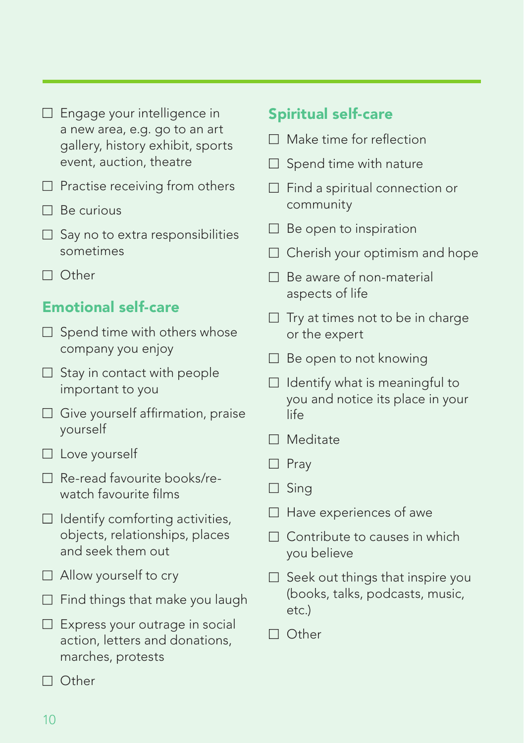- ☐ Engage your intelligence in a new area, e.g. go to an art gallery, history exhibit, sports event, auction, theatre
- ☐ Practise receiving from others
- ☐ Be curious
- ☐ Say no to extra responsibilities sometimes
- ☐ Other

## Emotional self-care

- ☐ Spend time with others whose company you enjoy
- ☐ Stay in contact with people important to you
- ☐ Give yourself affirmation, praise yourself
- ☐ Love yourself
- ☐ Re-read favourite books/re-watch favourite films
- ☐ Identify comforting activities, objects, relationships, places and seek them out
- ☐ Allow yourself to cry
- ☐ Find things that make you laugh
- ☐ Express your outrage in social action, letters and donations, marches, protests
- ☐ Other

## Spiritual self-care

- ☐ Make time for reflection
- ☐ Spend time with nature
- ☐ Find a spiritual connection or community
- ☐ Be open to inspiration
- ☐ Cherish your optimism and hope
- ☐ Be aware of non-material aspects of life
- ☐ Try at times not to be in charge or the expert
- ☐ Be open to not knowing
- ☐ Identify what is meaningful to you and notice its place in your life
- ☐ Meditate
- ☐ Pray
- ☐ Sing
- ☐ Have experiences of awe
- ☐ Contribute to causes in which you believe
- ☐ Seek out things that inspire you (books, talks, podcasts, music, etc.)
- ☐ Other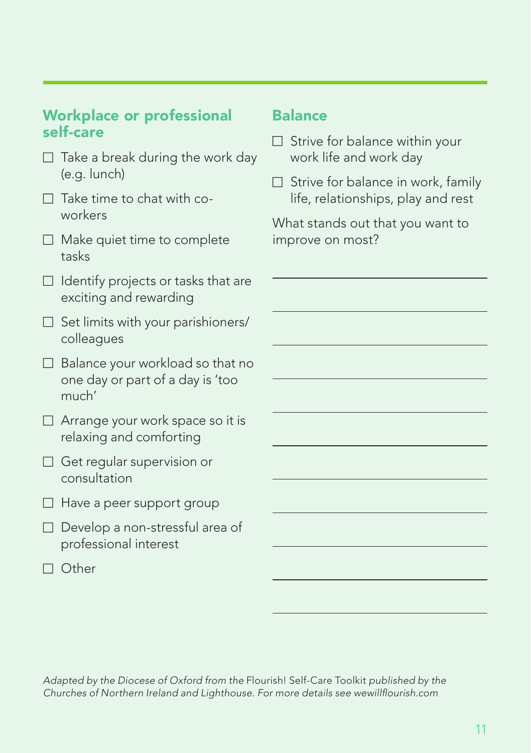## Workplace or professional self-care

- ☐ Take a break during the work day (e.g. lunch)
- ☐ Take time to chat with co-workers
- ☐ Make quiet time to complete tasks
- ☐ Identify projects or tasks that are exciting and rewarding
- ☐ Set limits with your parishioners/ colleagues
- ☐ Balance your workload so that no one day or part of a day is 'too much'
- ☐ Arrange your work space so it is relaxing and comforting
- ☐ Get regular supervision or consultation
- ☐ Have a peer support group
- ☐ Develop a non-stressful area of professional interest
- ☐ Other

## Balance

- ☐ Strive for balance within your work life and work day
- ☐ Strive for balance in work, family life, relationships, play and rest

What stands out that you want to improve on most?

______________________________

______________________________

______________________________

______________________________

______________________________

______________________________

______________________________

______________________________

______________________________

______________________________

______________________________

*Adapted by the Diocese of Oxford from the* Flourish! Self-Care Toolkit *published by the Churches of Northern Ireland and Lighthouse. For more details see wewillflourish.com*